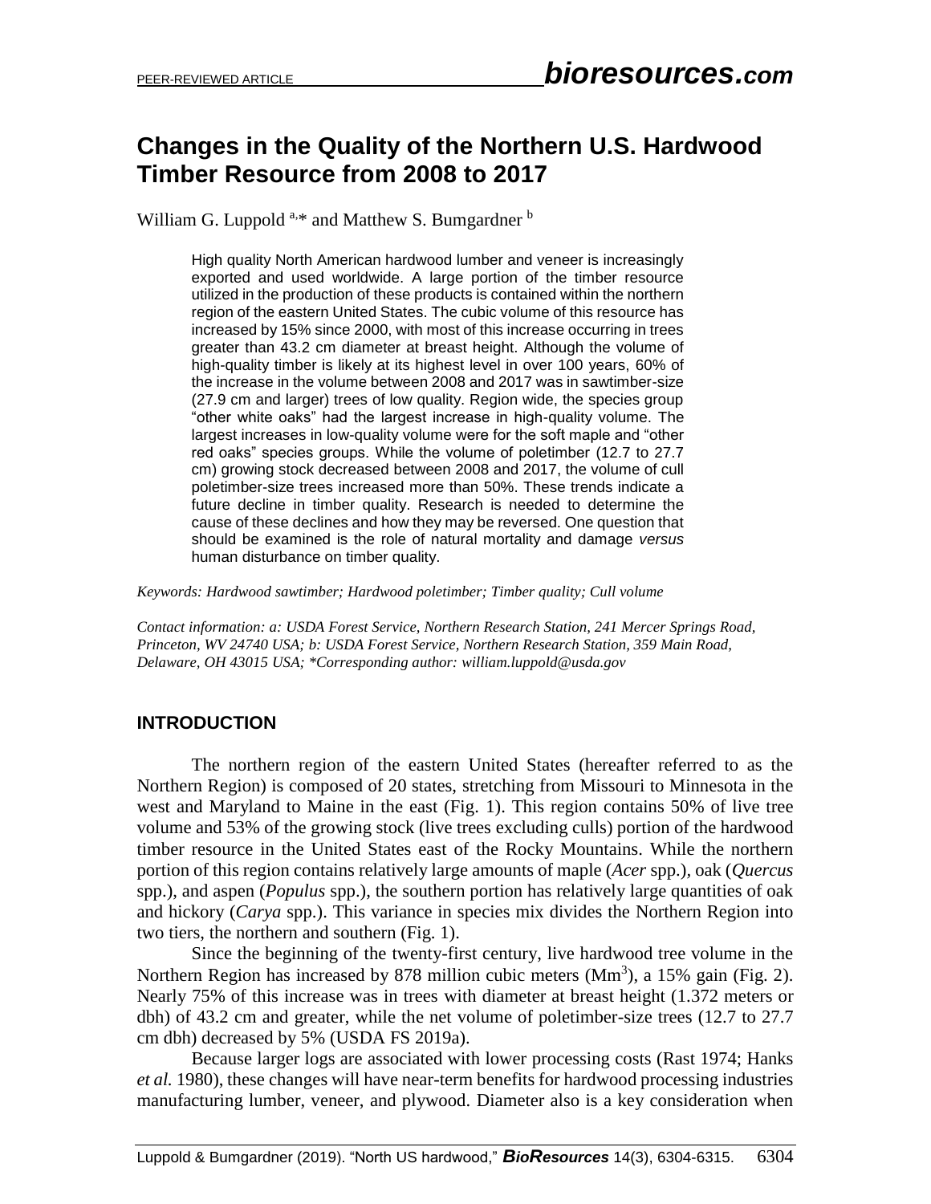# Changes in the Quality of the Northern U.S. Hardwood Timber Resource from 2008 to 2017

William G. Luppold [a,]* and Matthew S. Bumgardner [b]

> High quality North American hardwood lumber and veneer is increasingly exported and used worldwide. A large portion of the timber resource utilized in the production of these products is contained within the northern region of the eastern United States. The cubic volume of this resource has increased by 15% since 2000, with most of this increase occurring in trees greater than 43.2 cm diameter at breast height. Although the volume of high-quality timber is likely at its highest level in over 100 years, 60% of the increase in the volume between 2008 and 2017 was in sawtimber-size (27.9 cm and larger) trees of low quality. Region wide, the species group "other white oaks" had the largest increase in high-quality volume. The largest increases in low-quality volume were for the soft maple and "other red oaks" species groups. While the volume of poletimber (12.7 to 27.7 cm) growing stock decreased between 2008 and 2017, the volume of cull poletimber-size trees increased more than 50%. These trends indicate a future decline in timber quality. Research is needed to determine the cause of these declines and how they may be reversed. One question that should be examined is the role of natural mortality and damage *versus* human disturbance on timber quality.

*Keywords: Hardwood sawtimber; Hardwood poletimber; Timber quality; Cull volume*

*Contact information: a: USDA Forest Service, Northern Research Station, 241 Mercer Springs Road, Princeton, WV 24740 USA; b: USDA Forest Service, Northern Research Station, 359 Main Road, Delaware, OH 43015 USA; \*Corresponding author: william.luppold@usda.gov*

## INTRODUCTION

The northern region of the eastern United States (hereafter referred to as the Northern Region) is composed of 20 states, stretching from Missouri to Minnesota in the west and Maryland to Maine in the east (Fig. 1). This region contains 50% of live tree volume and 53% of the growing stock (live trees excluding culls) portion of the hardwood timber resource in the United States east of the Rocky Mountains. While the northern portion of this region contains relatively large amounts of maple (*Acer* spp.), oak (*Quercus* spp.), and aspen (*Populus* spp.), the southern portion has relatively large quantities of oak and hickory (*Carya* spp.). This variance in species mix divides the Northern Region into two tiers, the northern and southern (Fig. 1).

Since the beginning of the twenty-first century, live hardwood tree volume in the Northern Region has increased by 878 million cubic meters ($Mm^3$), a 15% gain (Fig. 2). Nearly 75% of this increase was in trees with diameter at breast height (1.372 meters or dbh) of 43.2 cm and greater, while the net volume of poletimber-size trees (12.7 to 27.7 cm dbh) decreased by 5% (USDA FS 2019a).

Because larger logs are associated with lower processing costs (Rast 1974; Hanks *et al.* 1980), these changes will have near-term benefits for hardwood processing industries manufacturing lumber, veneer, and plywood. Diameter also is a key consideration when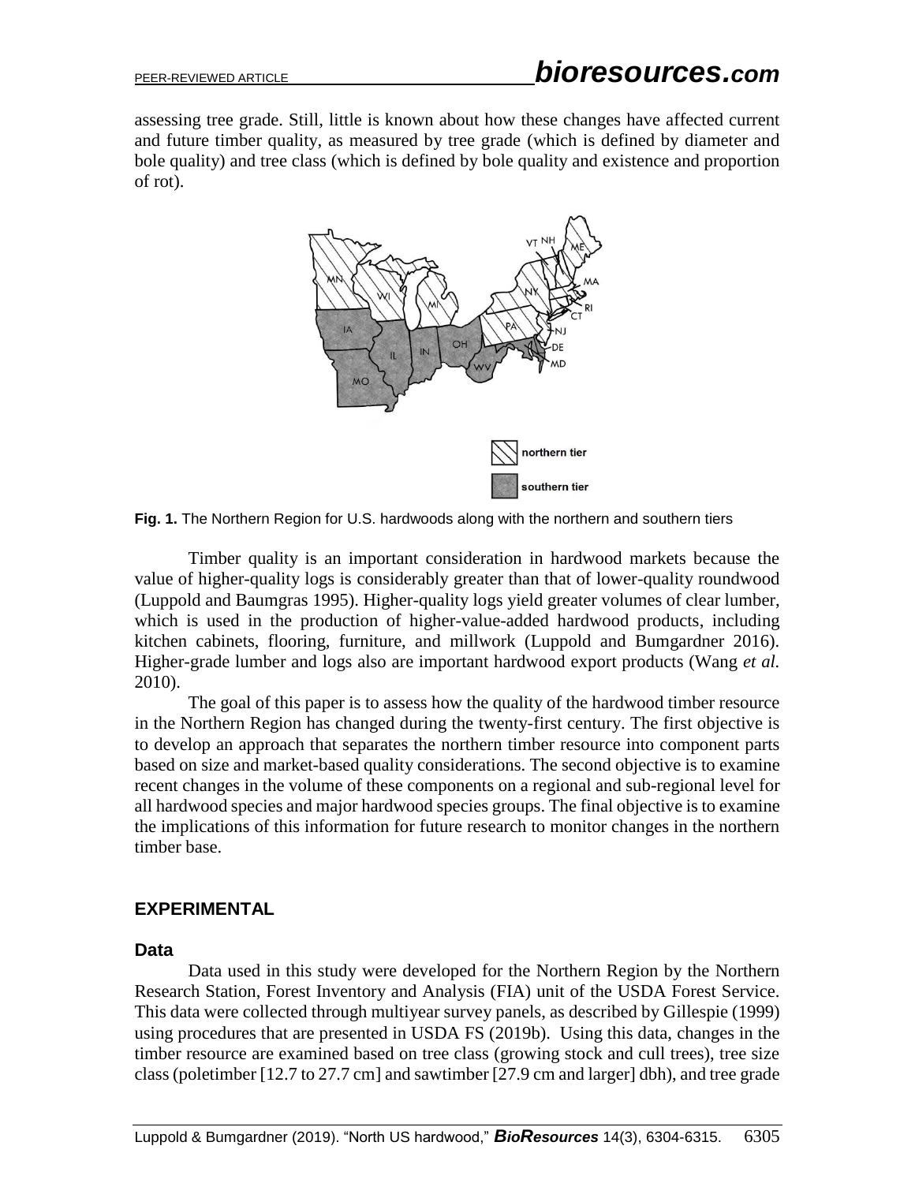assessing tree grade. Still, little is known about how these changes have affected current and future timber quality, as measured by tree grade (which is defined by diameter and bole quality) and tree class (which is defined by bole quality and existence and proportion of rot).

**Fig. 1.** The Northern Region for U.S. hardwoods along with the northern and southern tiers

Timber quality is an important consideration in hardwood markets because the value of higher-quality logs is considerably greater than that of lower-quality roundwood (Luppold and Baumgras 1995). Higher-quality logs yield greater volumes of clear lumber, which is used in the production of higher-value-added hardwood products, including kitchen cabinets, flooring, furniture, and millwork (Luppold and Bumgardner 2016). Higher-grade lumber and logs also are important hardwood export products (Wang *et al.* 2010).

The goal of this paper is to assess how the quality of the hardwood timber resource in the Northern Region has changed during the twenty-first century. The first objective is to develop an approach that separates the northern timber resource into component parts based on size and market-based quality considerations. The second objective is to examine recent changes in the volume of these components on a regional and sub-regional level for all hardwood species and major hardwood species groups. The final objective is to examine the implications of this information for future research to monitor changes in the northern timber base.

## EXPERIMENTAL

### Data

Data used in this study were developed for the Northern Region by the Northern Research Station, Forest Inventory and Analysis (FIA) unit of the USDA Forest Service. This data were collected through multiyear survey panels, as described by Gillespie (1999) using procedures that are presented in USDA FS (2019b). Using this data, changes in the timber resource are examined based on tree class (growing stock and cull trees), tree size class (poletimber [12.7 to 27.7 cm] and sawtimber [27.9 cm and larger] dbh), and tree grade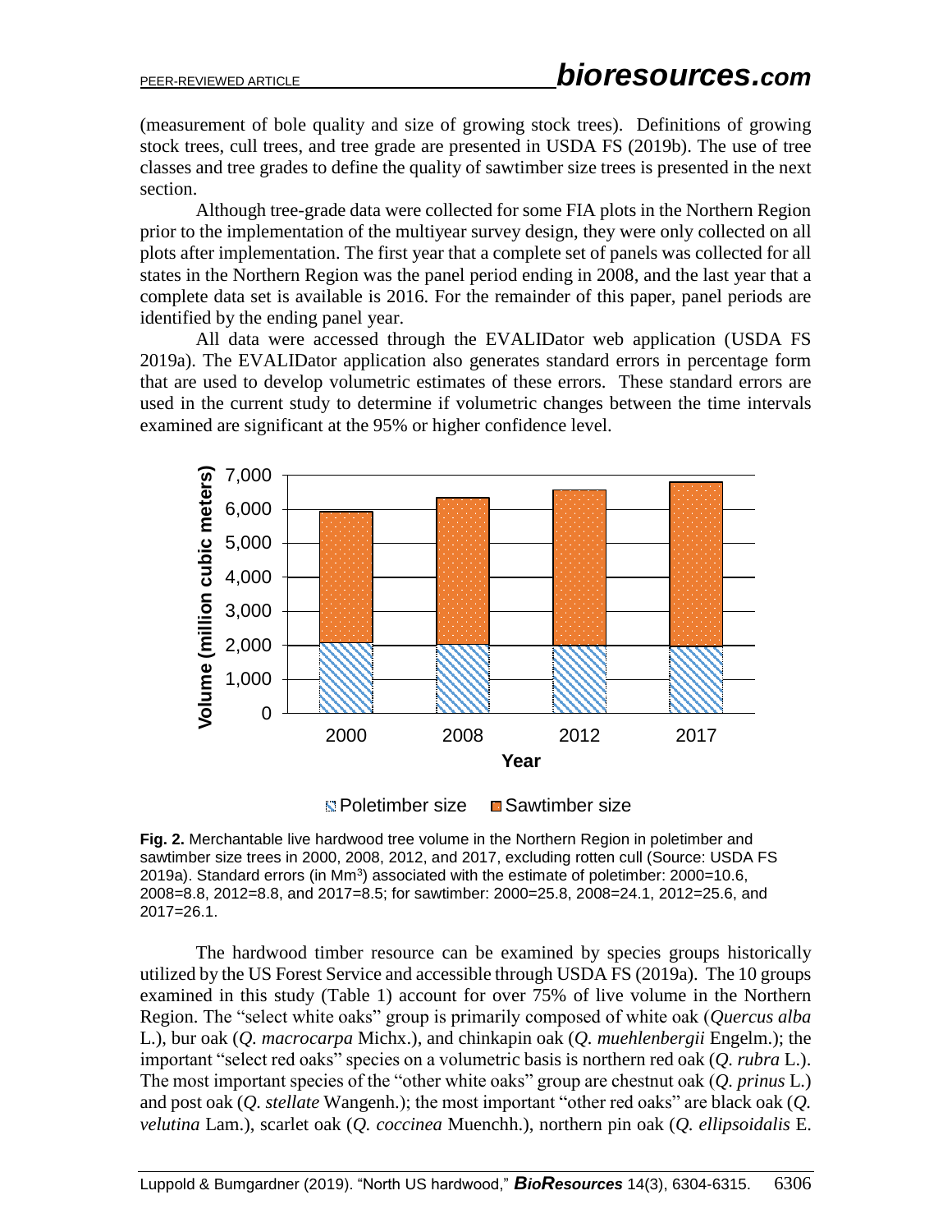(measurement of bole quality and size of growing stock trees). Definitions of growing stock trees, cull trees, and tree grade are presented in USDA FS (2019b). The use of tree classes and tree grades to define the quality of sawtimber size trees is presented in the next section.

Although tree-grade data were collected for some FIA plots in the Northern Region prior to the implementation of the multiyear survey design, they were only collected on all plots after implementation. The first year that a complete set of panels was collected for all states in the Northern Region was the panel period ending in 2008, and the last year that a complete data set is available is 2016. For the remainder of this paper, panel periods are identified by the ending panel year.

All data were accessed through the EVALIDator web application (USDA FS 2019a). The EVALIDator application also generates standard errors in percentage form that are used to develop volumetric estimates of these errors. These standard errors are used in the current study to determine if volumetric changes between the time intervals examined are significant at the 95% or higher confidence level.

**Fig. 2.** Merchantable live hardwood tree volume in the Northern Region in poletimber and sawtimber size trees in 2000, 2008, 2012, and 2017, excluding rotten cull (Source: USDA FS 2019a). Standard errors (in $Mm^3$) associated with the estimate of poletimber: 2000=10.6, 2008=8.8, 2012=8.8, and 2017=8.5; for sawtimber: 2000=25.8, 2008=24.1, 2012=25.6, and 2017=26.1.

The hardwood timber resource can be examined by species groups historically utilized by the US Forest Service and accessible through USDA FS (2019a). The 10 groups examined in this study (Table 1) account for over 75% of live volume in the Northern Region. The "select white oaks" group is primarily composed of white oak (*Quercus alba* L.), bur oak (*Q. macrocarpa* Michx.), and chinkapin oak (*Q. muehlenbergii* Engelm.); the important "select red oaks" species on a volumetric basis is northern red oak (*Q. rubra* L.). The most important species of the "other white oaks" group are chestnut oak (*Q. prinus* L.) and post oak (*Q. stellate* Wangenh.); the most important "other red oaks" are black oak (*Q. velutina* Lam.), scarlet oak (*Q. coccinea* Muenchh.), northern pin oak (*Q. ellipsoidalis* E.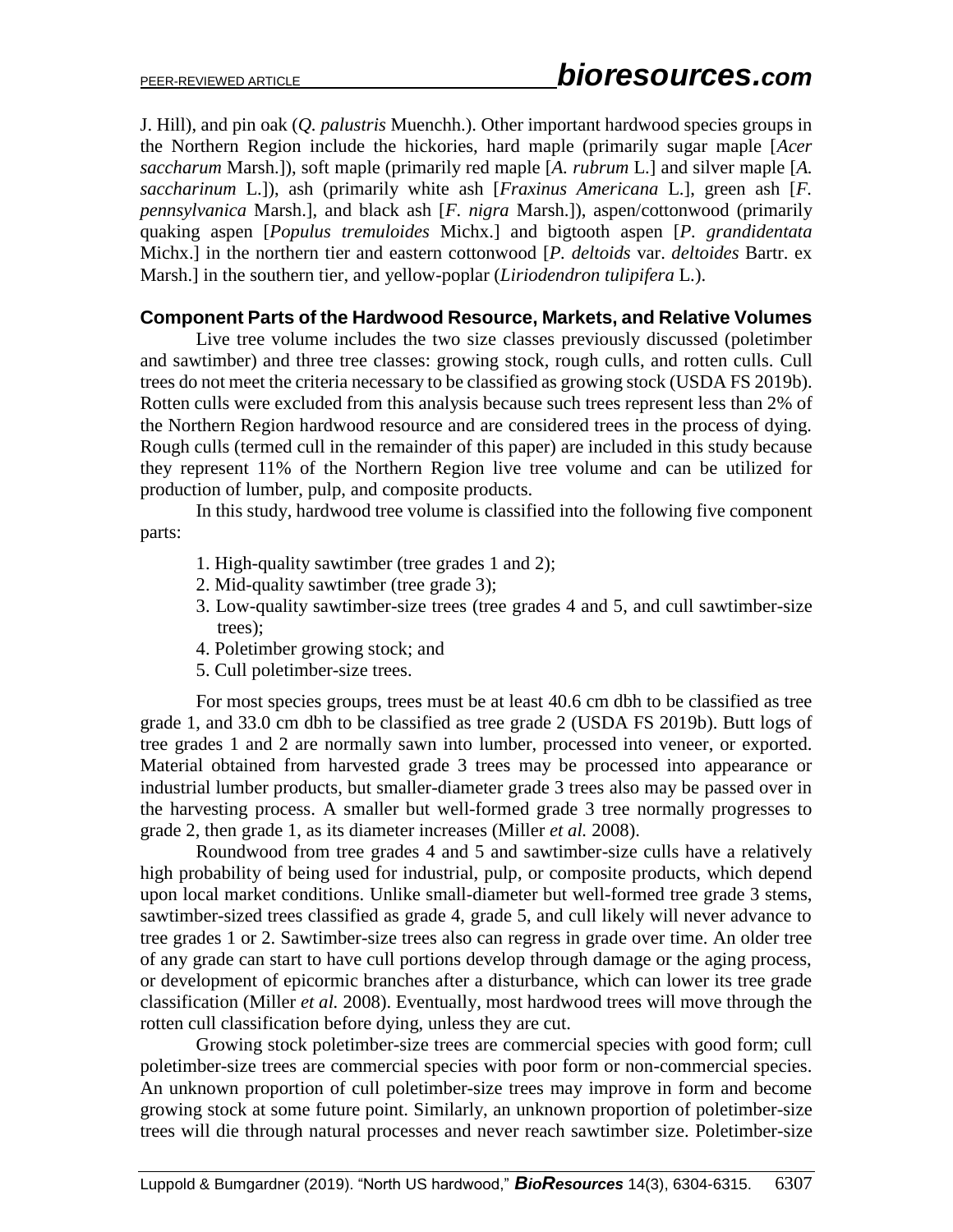J. Hill), and pin oak (*Q. palustris* Muenchh.). Other important hardwood species groups in the Northern Region include the hickories, hard maple (primarily sugar maple [*Acer saccharum* Marsh.]), soft maple (primarily red maple [*A. rubrum* L.] and silver maple [*A. saccharinum* L.]), ash (primarily white ash [*Fraxinus Americana* L.], green ash [*F. pennsylvanica* Marsh.], and black ash [*F. nigra* Marsh.]), aspen/cottonwood (primarily quaking aspen [*Populus tremuloides* Michx.] and bigtooth aspen [*P. grandidentata* Michx.] in the northern tier and eastern cottonwood [*P. deltoids* var. *deltoides* Bartr. ex Marsh.] in the southern tier, and yellow-poplar (*Liriodendron tulipifera* L.).

### Component Parts of the Hardwood Resource, Markets, and Relative Volumes

Live tree volume includes the two size classes previously discussed (poletimber and sawtimber) and three tree classes: growing stock, rough culls, and rotten culls. Cull trees do not meet the criteria necessary to be classified as growing stock (USDA FS 2019b). Rotten culls were excluded from this analysis because such trees represent less than 2% of the Northern Region hardwood resource and are considered trees in the process of dying. Rough culls (termed cull in the remainder of this paper) are included in this study because they represent 11% of the Northern Region live tree volume and can be utilized for production of lumber, pulp, and composite products.

In this study, hardwood tree volume is classified into the following five component parts:

1. High-quality sawtimber (tree grades 1 and 2);
2. Mid-quality sawtimber (tree grade 3);
3. Low-quality sawtimber-size trees (tree grades 4 and 5, and cull sawtimber-size trees);
4. Poletimber growing stock; and
5. Cull poletimber-size trees.

For most species groups, trees must be at least 40.6 cm dbh to be classified as tree grade 1, and 33.0 cm dbh to be classified as tree grade 2 (USDA FS 2019b). Butt logs of tree grades 1 and 2 are normally sawn into lumber, processed into veneer, or exported. Material obtained from harvested grade 3 trees may be processed into appearance or industrial lumber products, but smaller-diameter grade 3 trees also may be passed over in the harvesting process. A smaller but well-formed grade 3 tree normally progresses to grade 2, then grade 1, as its diameter increases (Miller *et al.* 2008).

Roundwood from tree grades 4 and 5 and sawtimber-size culls have a relatively high probability of being used for industrial, pulp, or composite products, which depend upon local market conditions. Unlike small-diameter but well-formed tree grade 3 stems, sawtimber-sized trees classified as grade 4, grade 5, and cull likely will never advance to tree grades 1 or 2. Sawtimber-size trees also can regress in grade over time. An older tree of any grade can start to have cull portions develop through damage or the aging process, or development of epicormic branches after a disturbance, which can lower its tree grade classification (Miller *et al.* 2008). Eventually, most hardwood trees will move through the rotten cull classification before dying, unless they are cut.

Growing stock poletimber-size trees are commercial species with good form; cull poletimber-size trees are commercial species with poor form or non-commercial species. An unknown proportion of cull poletimber-size trees may improve in form and become growing stock at some future point. Similarly, an unknown proportion of poletimber-size trees will die through natural processes and never reach sawtimber size. Poletimber-size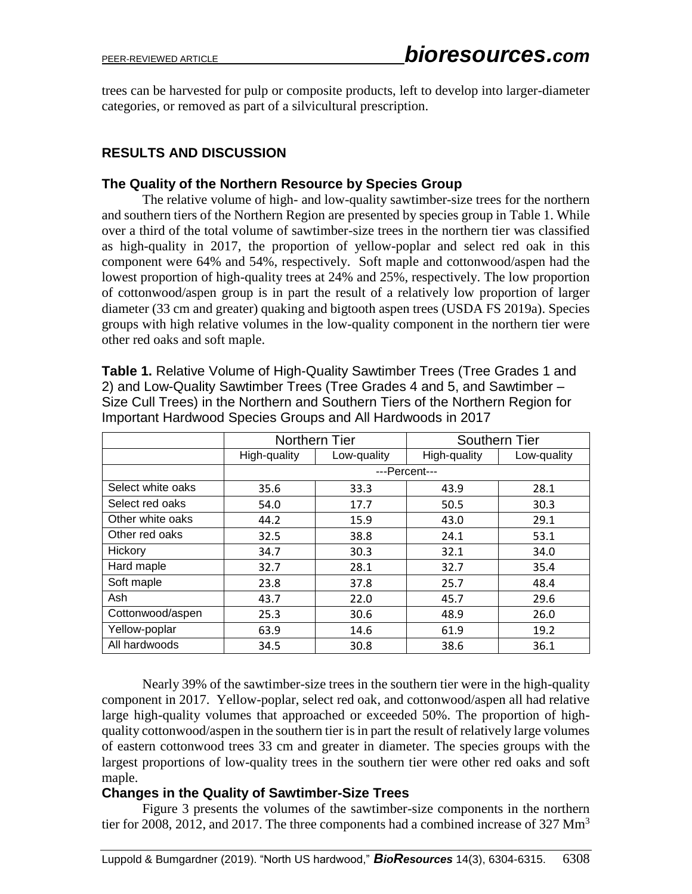trees can be harvested for pulp or composite products, left to develop into larger-diameter categories, or removed as part of a silvicultural prescription.

## RESULTS AND DISCUSSION

### The Quality of the Northern Resource by Species Group

The relative volume of high- and low-quality sawtimber-size trees for the northern and southern tiers of the Northern Region are presented by species group in Table 1. While over a third of the total volume of sawtimber-size trees in the northern tier was classified as high-quality in 2017, the proportion of yellow-poplar and select red oak in this component were 64% and 54%, respectively. Soft maple and cottonwood/aspen had the lowest proportion of high-quality trees at 24% and 25%, respectively. The low proportion of cottonwood/aspen group is in part the result of a relatively low proportion of larger diameter (33 cm and greater) quaking and bigtooth aspen trees (USDA FS 2019a). Species groups with high relative volumes in the low-quality component in the northern tier were other red oaks and soft maple.

**Table 1.** Relative Volume of High-Quality Sawtimber Trees (Tree Grades 1 and 2) and Low-Quality Sawtimber Trees (Tree Grades 4 and 5, and Sawtimber – Size Cull Trees) in the Northern and Southern Tiers of the Northern Region for Important Hardwood Species Groups and All Hardwoods in 2017

| | Northern Tier | | Southern Tier | |
|---|---|---|---|---|
| | High-quality | Low-quality | High-quality | Low-quality |
| | ---Percent--- | | | |
| Select white oaks | 35.6 | 33.3 | 43.9 | 28.1 |
| Select red oaks | 54.0 | 17.7 | 50.5 | 30.3 |
| Other white oaks | 44.2 | 15.9 | 43.0 | 29.1 |
| Other red oaks | 32.5 | 38.8 | 24.1 | 53.1 |
| Hickory | 34.7 | 30.3 | 32.1 | 34.0 |
| Hard maple | 32.7 | 28.1 | 32.7 | 35.4 |
| Soft maple | 23.8 | 37.8 | 25.7 | 48.4 |
| Ash | 43.7 | 22.0 | 45.7 | 29.6 |
| Cottonwood/aspen | 25.3 | 30.6 | 48.9 | 26.0 |
| Yellow-poplar | 63.9 | 14.6 | 61.9 | 19.2 |
| All hardwoods | 34.5 | 30.8 | 38.6 | 36.1 |

Nearly 39% of the sawtimber-size trees in the southern tier were in the high-quality component in 2017. Yellow-poplar, select red oak, and cottonwood/aspen all had relative large high-quality volumes that approached or exceeded 50%. The proportion of high-quality cottonwood/aspen in the southern tier is in part the result of relatively large volumes of eastern cottonwood trees 33 cm and greater in diameter. The species groups with the largest proportions of low-quality trees in the southern tier were other red oaks and soft maple.

### Changes in the Quality of Sawtimber-Size Trees

Figure 3 presents the volumes of the sawtimber-size components in the northern tier for 2008, 2012, and 2017. The three components had a combined increase of 327 $Mm^3$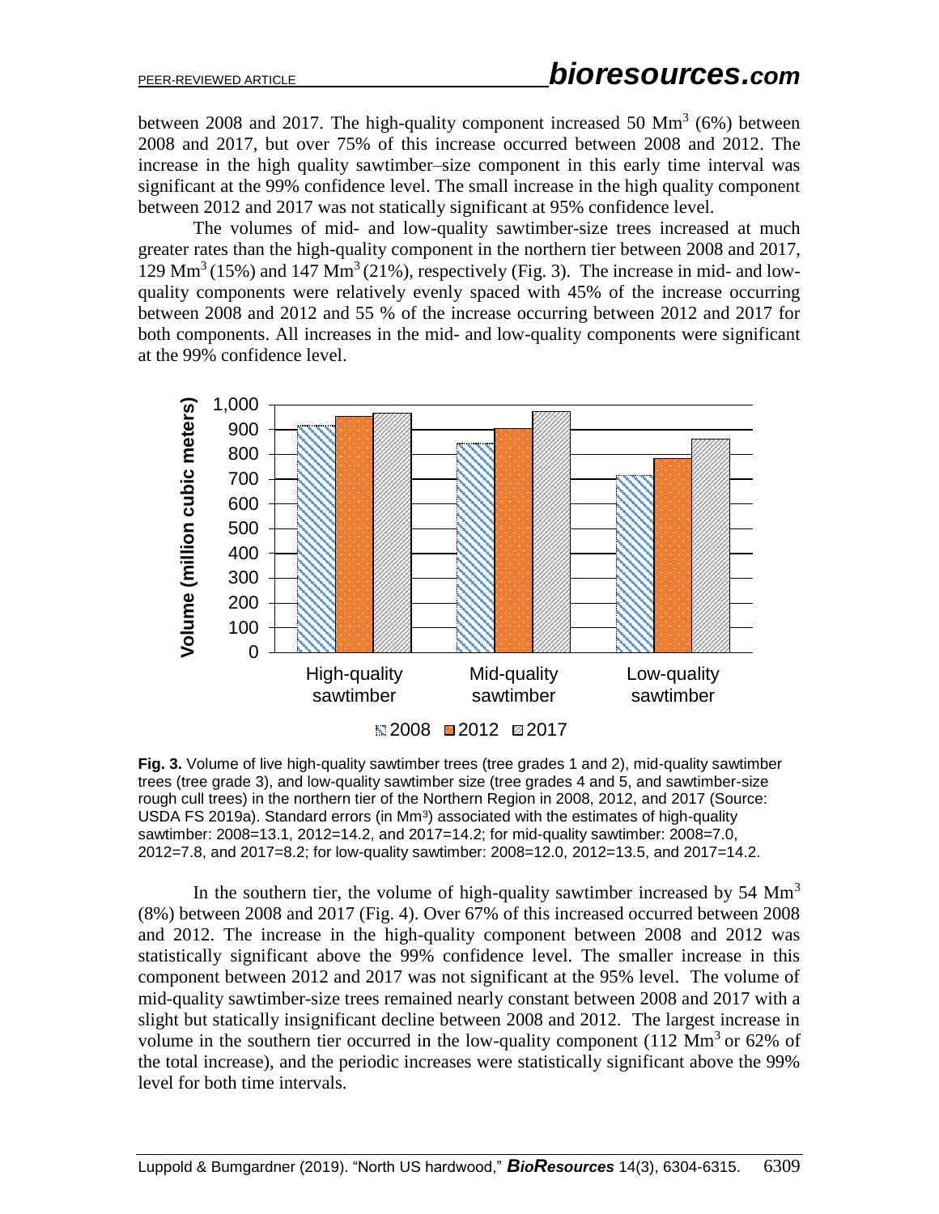between 2008 and 2017. The high-quality component increased 50 Mm$^3$ (6%) between 2008 and 2017, but over 75% of this increase occurred between 2008 and 2012. The increase in the high quality sawtimber–size component in this early time interval was significant at the 99% confidence level. The small increase in the high quality component between 2012 and 2017 was not statically significant at 95% confidence level.

The volumes of mid- and low-quality sawtimber-size trees increased at much greater rates than the high-quality component in the northern tier between 2008 and 2017, 129 Mm$^3$ (15%) and 147 Mm$^3$ (21%), respectively (Fig. 3). The increase in mid- and low-quality components were relatively evenly spaced with 45% of the increase occurring between 2008 and 2012 and 55 % of the increase occurring between 2012 and 2017 for both components. All increases in the mid- and low-quality components were significant at the 99% confidence level.

**Fig. 3.** Volume of live high-quality sawtimber trees (tree grades 1 and 2), mid-quality sawtimber trees (tree grade 3), and low-quality sawtimber size (tree grades 4 and 5, and sawtimber-size rough cull trees) in the northern tier of the Northern Region in 2008, 2012, and 2017 (Source: USDA FS 2019a). Standard errors (in Mm$^3$) associated with the estimates of high-quality sawtimber: 2008=13.1, 2012=14.2, and 2017=14.2; for mid-quality sawtimber: 2008=7.0, 2012=7.8, and 2017=8.2; for low-quality sawtimber: 2008=12.0, 2012=13.5, and 2017=14.2.

In the southern tier, the volume of high-quality sawtimber increased by 54 Mm$^3$ (8%) between 2008 and 2017 (Fig. 4). Over 67% of this increased occurred between 2008 and 2012. The increase in the high-quality component between 2008 and 2012 was statistically significant above the 99% confidence level. The smaller increase in this component between 2012 and 2017 was not significant at the 95% level. The volume of mid-quality sawtimber-size trees remained nearly constant between 2008 and 2017 with a slight but statically insignificant decline between 2008 and 2012. The largest increase in volume in the southern tier occurred in the low-quality component (112 Mm$^3$ or 62% of the total increase), and the periodic increases were statistically significant above the 99% level for both time intervals.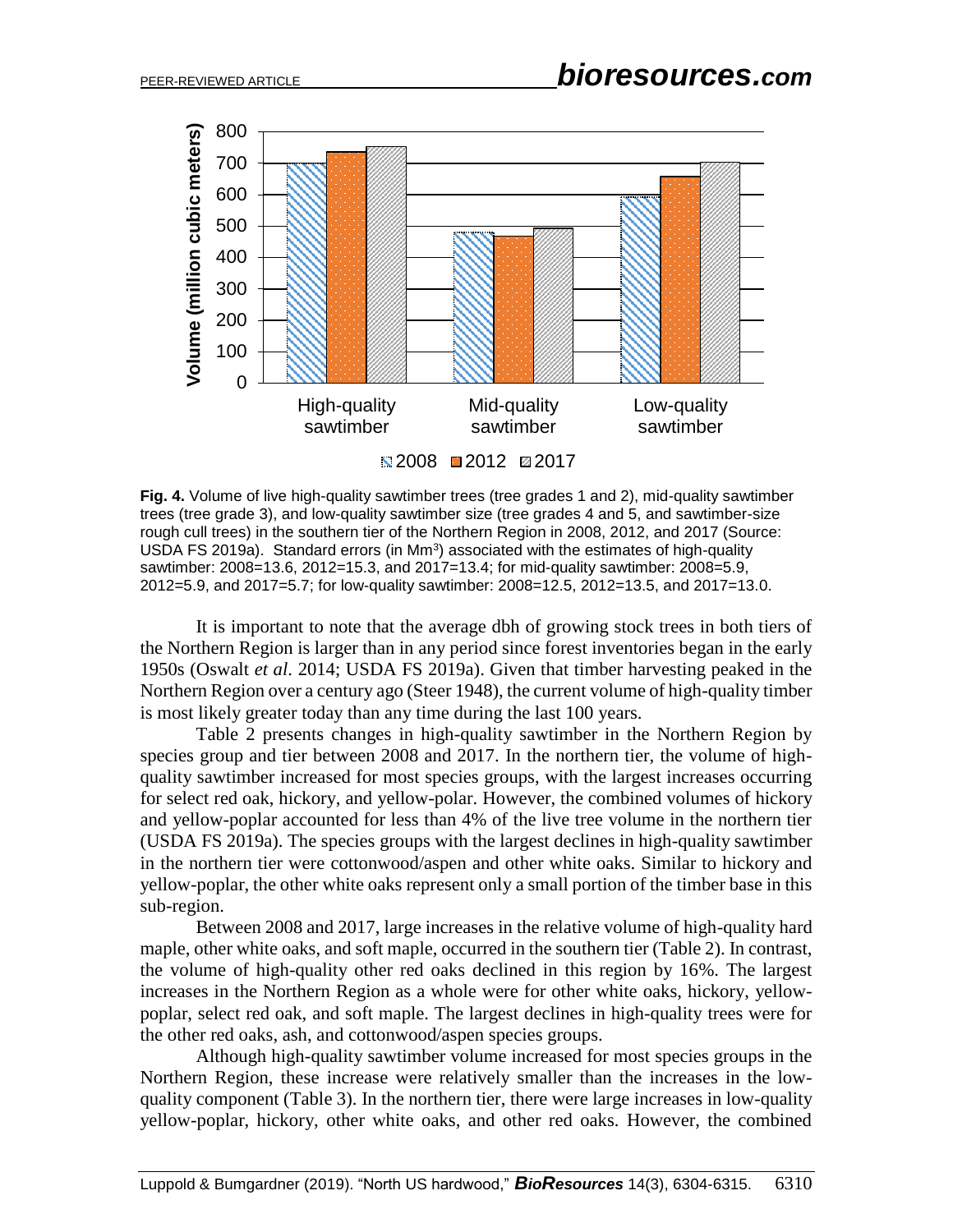**Fig. 4.** Volume of live high-quality sawtimber trees (tree grades 1 and 2), mid-quality sawtimber trees (tree grade 3), and low-quality sawtimber size (tree grades 4 and 5, and sawtimber-size rough cull trees) in the southern tier of the Northern Region in 2008, 2012, and 2017 (Source: USDA FS 2019a). Standard errors (in $Mm^3$) associated with the estimates of high-quality sawtimber: 2008=13.6, 2012=15.3, and 2017=13.4; for mid-quality sawtimber: 2008=5.9, 2012=5.9, and 2017=5.7; for low-quality sawtimber: 2008=12.5, 2012=13.5, and 2017=13.0.

It is important to note that the average dbh of growing stock trees in both tiers of the Northern Region is larger than in any period since forest inventories began in the early 1950s (Oswalt *et al*. 2014; USDA FS 2019a). Given that timber harvesting peaked in the Northern Region over a century ago (Steer 1948), the current volume of high-quality timber is most likely greater today than any time during the last 100 years.

Table 2 presents changes in high-quality sawtimber in the Northern Region by species group and tier between 2008 and 2017. In the northern tier, the volume of high-quality sawtimber increased for most species groups, with the largest increases occurring for select red oak, hickory, and yellow-polar. However, the combined volumes of hickory and yellow-poplar accounted for less than 4% of the live tree volume in the northern tier (USDA FS 2019a). The species groups with the largest declines in high-quality sawtimber in the northern tier were cottonwood/aspen and other white oaks. Similar to hickory and yellow-poplar, the other white oaks represent only a small portion of the timber base in this sub-region.

Between 2008 and 2017, large increases in the relative volume of high-quality hard maple, other white oaks, and soft maple, occurred in the southern tier (Table 2). In contrast, the volume of high-quality other red oaks declined in this region by 16%. The largest increases in the Northern Region as a whole were for other white oaks, hickory, yellow-poplar, select red oak, and soft maple. The largest declines in high-quality trees were for the other red oaks, ash, and cottonwood/aspen species groups.

Although high-quality sawtimber volume increased for most species groups in the Northern Region, these increase were relatively smaller than the increases in the low-quality component (Table 3). In the northern tier, there were large increases in low-quality yellow-poplar, hickory, other white oaks, and other red oaks. However, the combined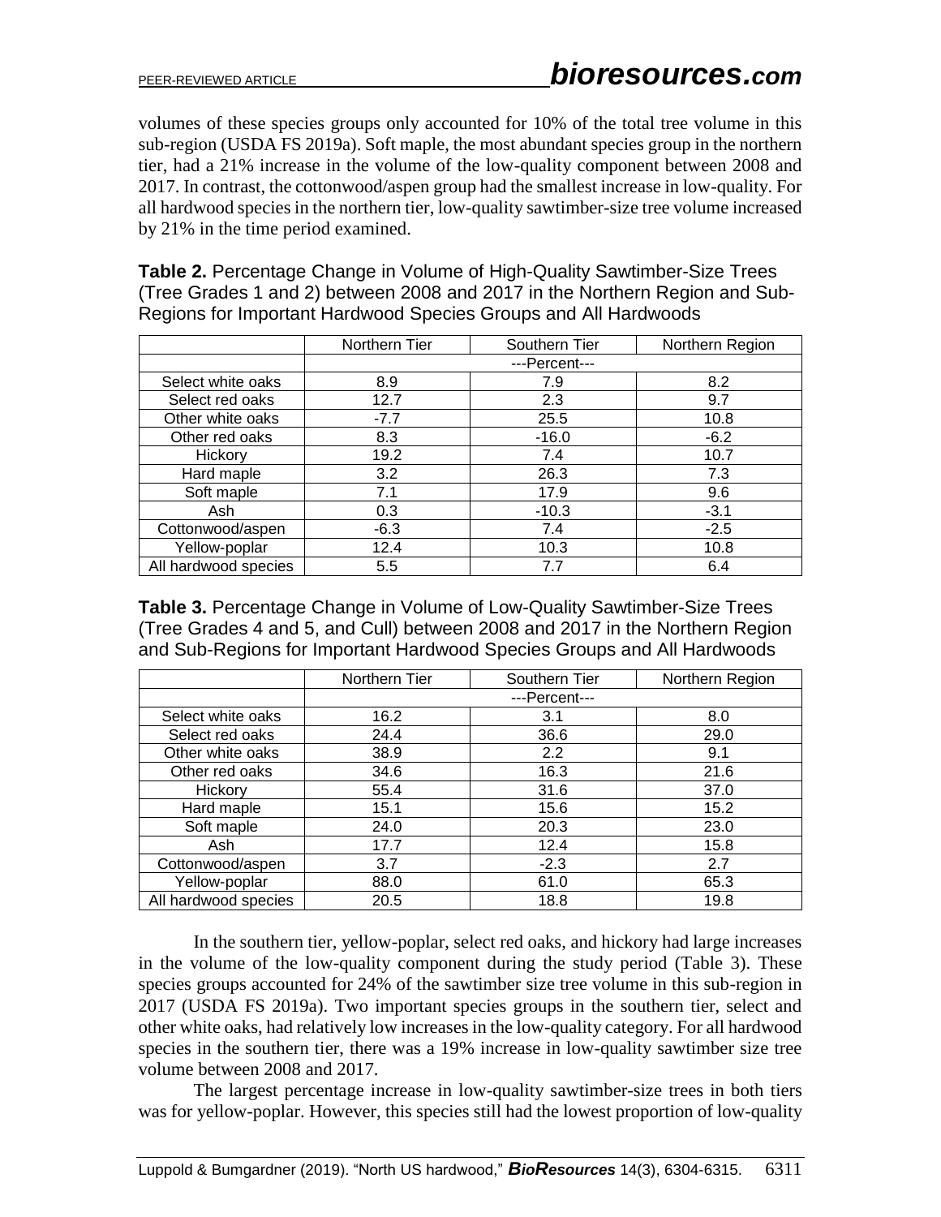volumes of these species groups only accounted for 10% of the total tree volume in this sub-region (USDA FS 2019a). Soft maple, the most abundant species group in the northern tier, had a 21% increase in the volume of the low-quality component between 2008 and 2017. In contrast, the cottonwood/aspen group had the smallest increase in low-quality. For all hardwood species in the northern tier, low-quality sawtimber-size tree volume increased by 21% in the time period examined.

**Table 2.** Percentage Change in Volume of High-Quality Sawtimber-Size Trees (Tree Grades 1 and 2) between 2008 and 2017 in the Northern Region and Sub-Regions for Important Hardwood Species Groups and All Hardwoods

| | Northern Tier | Southern Tier | Northern Region |
|---|---|---|---|
| | ---Percent--- | | |
| Select white oaks | 8.9 | 7.9 | 8.2 |
| Select red oaks | 12.7 | 2.3 | 9.7 |
| Other white oaks | -7.7 | 25.5 | 10.8 |
| Other red oaks | 8.3 | -16.0 | -6.2 |
| Hickory | 19.2 | 7.4 | 10.7 |
| Hard maple | 3.2 | 26.3 | 7.3 |
| Soft maple | 7.1 | 17.9 | 9.6 |
| Ash | 0.3 | -10.3 | -3.1 |
| Cottonwood/aspen | -6.3 | 7.4 | -2.5 |
| Yellow-poplar | 12.4 | 10.3 | 10.8 |
| All hardwood species | 5.5 | 7.7 | 6.4 |

**Table 3.** Percentage Change in Volume of Low-Quality Sawtimber-Size Trees (Tree Grades 4 and 5, and Cull) between 2008 and 2017 in the Northern Region and Sub-Regions for Important Hardwood Species Groups and All Hardwoods

| | Northern Tier | Southern Tier | Northern Region |
|---|---|---|---|
| | ---Percent--- | | |
| Select white oaks | 16.2 | 3.1 | 8.0 |
| Select red oaks | 24.4 | 36.6 | 29.0 |
| Other white oaks | 38.9 | 2.2 | 9.1 |
| Other red oaks | 34.6 | 16.3 | 21.6 |
| Hickory | 55.4 | 31.6 | 37.0 |
| Hard maple | 15.1 | 15.6 | 15.2 |
| Soft maple | 24.0 | 20.3 | 23.0 |
| Ash | 17.7 | 12.4 | 15.8 |
| Cottonwood/aspen | 3.7 | -2.3 | 2.7 |
| Yellow-poplar | 88.0 | 61.0 | 65.3 |
| All hardwood species | 20.5 | 18.8 | 19.8 |

In the southern tier, yellow-poplar, select red oaks, and hickory had large increases in the volume of the low-quality component during the study period (Table 3). These species groups accounted for 24% of the sawtimber size tree volume in this sub-region in 2017 (USDA FS 2019a). Two important species groups in the southern tier, select and other white oaks, had relatively low increases in the low-quality category. For all hardwood species in the southern tier, there was a 19% increase in low-quality sawtimber size tree volume between 2008 and 2017.

The largest percentage increase in low-quality sawtimber-size trees in both tiers was for yellow-poplar. However, this species still had the lowest proportion of low-quality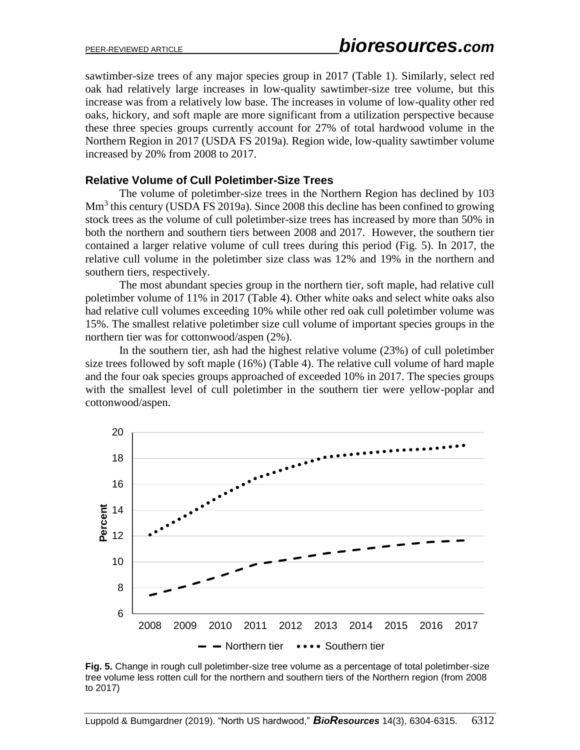sawtimber-size trees of any major species group in 2017 (Table 1). Similarly, select red oak had relatively large increases in low-quality sawtimber-size tree volume, but this increase was from a relatively low base. The increases in volume of low-quality other red oaks, hickory, and soft maple are more significant from a utilization perspective because these three species groups currently account for 27% of total hardwood volume in the Northern Region in 2017 (USDA FS 2019a). Region wide, low-quality sawtimber volume increased by 20% from 2008 to 2017.

### Relative Volume of Cull Poletimber-Size Trees

The volume of poletimber-size trees in the Northern Region has declined by 103 $Mm^3$ this century (USDA FS 2019a). Since 2008 this decline has been confined to growing stock trees as the volume of cull poletimber-size trees has increased by more than 50% in both the northern and southern tiers between 2008 and 2017. However, the southern tier contained a larger relative volume of cull trees during this period (Fig. 5). In 2017, the relative cull volume in the poletimber size class was 12% and 19% in the northern and southern tiers, respectively.

The most abundant species group in the northern tier, soft maple, had relative cull poletimber volume of 11% in 2017 (Table 4). Other white oaks and select white oaks also had relative cull volumes exceeding 10% while other red oak cull poletimber volume was 15%. The smallest relative poletimber size cull volume of important species groups in the northern tier was for cottonwood/aspen (2%).

In the southern tier, ash had the highest relative volume (23%) of cull poletimber size trees followed by soft maple (16%) (Table 4). The relative cull volume of hard maple and the four oak species groups approached of exceeded 10% in 2017. The species groups with the smallest level of cull poletimber in the southern tier were yellow-poplar and cottonwood/aspen.

**Fig. 5.** Change in rough cull poletimber-size tree volume as a percentage of total poletimber-size tree volume less rotten cull for the northern and southern tiers of the Northern region (from 2008 to 2017)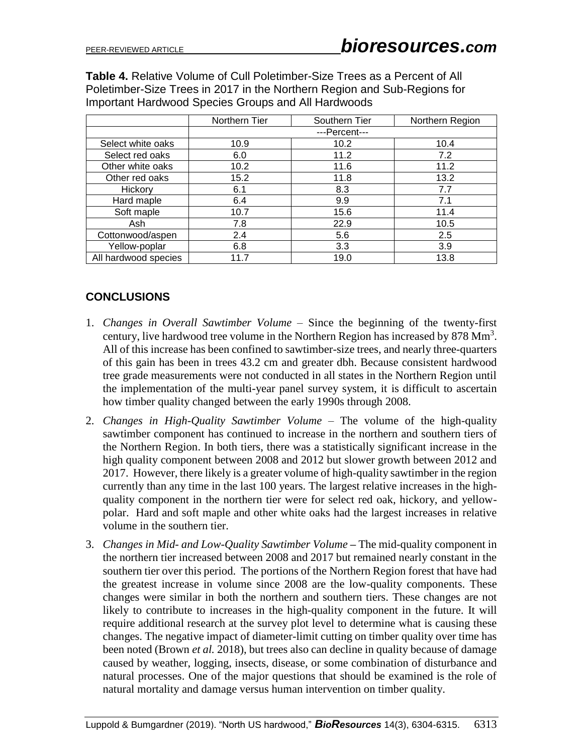**Table 4.** Relative Volume of Cull Poletimber-Size Trees as a Percent of All Poletimber-Size Trees in 2017 in the Northern Region and Sub-Regions for Important Hardwood Species Groups and All Hardwoods

| | Northern Tier | Southern Tier | Northern Region |
|---|---|---|---|
| | ---Percent--- | | |
| Select white oaks | 10.9 | 10.2 | 10.4 |
| Select red oaks | 6.0 | 11.2 | 7.2 |
| Other white oaks | 10.2 | 11.6 | 11.2 |
| Other red oaks | 15.2 | 11.8 | 13.2 |
| Hickory | 6.1 | 8.3 | 7.7 |
| Hard maple | 6.4 | 9.9 | 7.1 |
| Soft maple | 10.7 | 15.6 | 11.4 |
| Ash | 7.8 | 22.9 | 10.5 |
| Cottonwood/aspen | 2.4 | 5.6 | 2.5 |
| Yellow-poplar | 6.8 | 3.3 | 3.9 |
| All hardwood species | 11.7 | 19.0 | 13.8 |

## CONCLUSIONS

1. *Changes in Overall Sawtimber Volume* – Since the beginning of the twenty-first century, live hardwood tree volume in the Northern Region has increased by 878 $Mm^3$. All of this increase has been confined to sawtimber-size trees, and nearly three-quarters of this gain has been in trees 43.2 cm and greater dbh. Because consistent hardwood tree grade measurements were not conducted in all states in the Northern Region until the implementation of the multi-year panel survey system, it is difficult to ascertain how timber quality changed between the early 1990s through 2008.
2. *Changes in High-Quality Sawtimber Volume* – The volume of the high-quality sawtimber component has continued to increase in the northern and southern tiers of the Northern Region. In both tiers, there was a statistically significant increase in the high quality component between 2008 and 2012 but slower growth between 2012 and 2017. However, there likely is a greater volume of high-quality sawtimber in the region currently than any time in the last 100 years. The largest relative increases in the high-quality component in the northern tier were for select red oak, hickory, and yellow-polar. Hard and soft maple and other white oaks had the largest increases in relative volume in the southern tier.
3. *Changes in Mid- and Low-Quality Sawtimber Volume* **–** The mid-quality component in the northern tier increased between 2008 and 2017 but remained nearly constant in the southern tier over this period. The portions of the Northern Region forest that have had the greatest increase in volume since 2008 are the low-quality components. These changes were similar in both the northern and southern tiers. These changes are not likely to contribute to increases in the high-quality component in the future. It will require additional research at the survey plot level to determine what is causing these changes. The negative impact of diameter-limit cutting on timber quality over time has been noted (Brown *et al.* 2018), but trees also can decline in quality because of damage caused by weather, logging, insects, disease, or some combination of disturbance and natural processes. One of the major questions that should be examined is the role of natural mortality and damage versus human intervention on timber quality.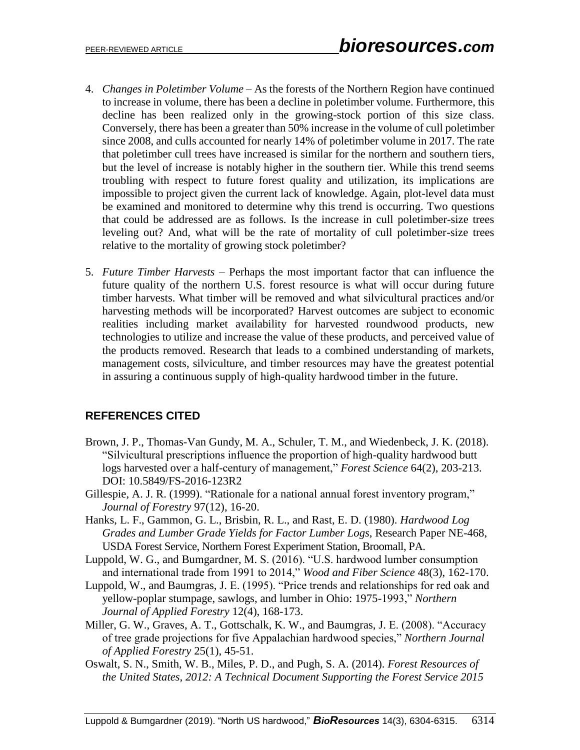4. *Changes in Poletimber Volume* – As the forests of the Northern Region have continued to increase in volume, there has been a decline in poletimber volume. Furthermore, this decline has been realized only in the growing-stock portion of this size class. Conversely, there has been a greater than 50% increase in the volume of cull poletimber since 2008, and culls accounted for nearly 14% of poletimber volume in 2017. The rate that poletimber cull trees have increased is similar for the northern and southern tiers, but the level of increase is notably higher in the southern tier. While this trend seems troubling with respect to future forest quality and utilization, its implications are impossible to project given the current lack of knowledge. Again, plot-level data must be examined and monitored to determine why this trend is occurring. Two questions that could be addressed are as follows. Is the increase in cull poletimber-size trees leveling out? And, what will be the rate of mortality of cull poletimber-size trees relative to the mortality of growing stock poletimber?

5. *Future Timber Harvests* – Perhaps the most important factor that can influence the future quality of the northern U.S. forest resource is what will occur during future timber harvests. What timber will be removed and what silvicultural practices and/or harvesting methods will be incorporated? Harvest outcomes are subject to economic realities including market availability for harvested roundwood products, new technologies to utilize and increase the value of these products, and perceived value of the products removed. Research that leads to a combined understanding of markets, management costs, silviculture, and timber resources may have the greatest potential in assuring a continuous supply of high-quality hardwood timber in the future.

## REFERENCES CITED

Brown, J. P., Thomas-Van Gundy, M. A., Schuler, T. M., and Wiedenbeck, J. K. (2018). "Silvicultural prescriptions influence the proportion of high-quality hardwood butt logs harvested over a half-century of management," *Forest Science* 64(2), 203-213. DOI: 10.5849/FS-2016-123R2

Gillespie, A. J. R. (1999). "Rationale for a national annual forest inventory program," *Journal of Forestry* 97(12), 16-20.

Hanks, L. F., Gammon, G. L., Brisbin, R. L., and Rast, E. D. (1980). *Hardwood Log Grades and Lumber Grade Yields for Factor Lumber Logs*, Research Paper NE-468, USDA Forest Service, Northern Forest Experiment Station, Broomall, PA.

Luppold, W. G., and Bumgardner, M. S. (2016). "U.S. hardwood lumber consumption and international trade from 1991 to 2014," *Wood and Fiber Science* 48(3), 162-170.

Luppold, W., and Baumgras, J. E. (1995). "Price trends and relationships for red oak and yellow-poplar stumpage, sawlogs, and lumber in Ohio: 1975-1993," *Northern Journal of Applied Forestry* 12(4), 168-173.

Miller, G. W., Graves, A. T., Gottschalk, K. W., and Baumgras, J. E. (2008). "Accuracy of tree grade projections for five Appalachian hardwood species," *Northern Journal of Applied Forestry* 25(1), 45-51.

Oswalt, S. N., Smith, W. B., Miles, P. D., and Pugh, S. A. (2014). *Forest Resources of the United States, 2012: A Technical Document Supporting the Forest Service 2015*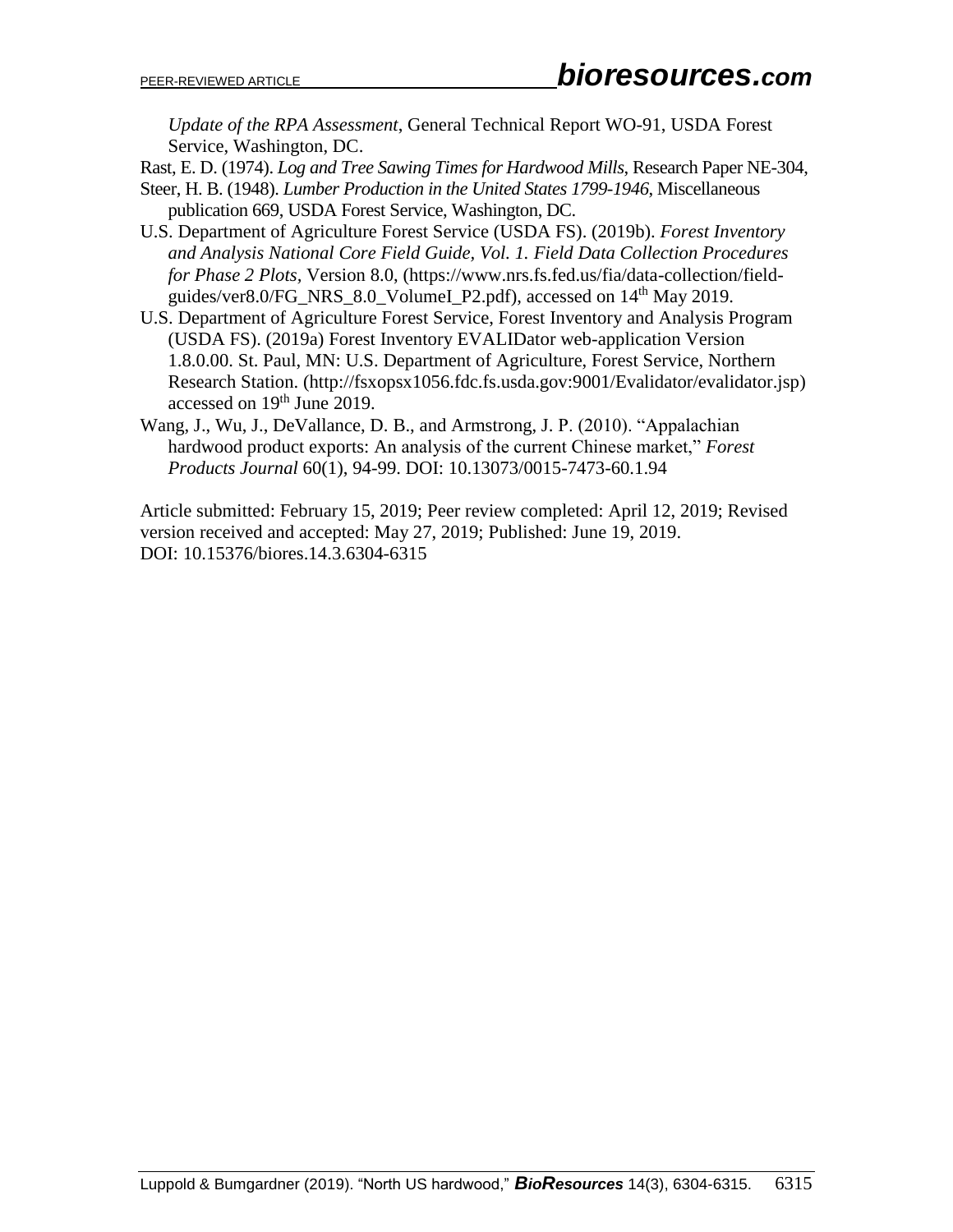*Update of the RPA Assessment*, General Technical Report WO-91, USDA Forest Service, Washington, DC.

Rast, E. D. (1974). *Log and Tree Sawing Times for Hardwood Mills*, Research Paper NE-304,

Steer, H. B. (1948). *Lumber Production in the United States 1799-1946*, Miscellaneous publication 669, USDA Forest Service, Washington, DC.

U.S. Department of Agriculture Forest Service (USDA FS). (2019b). *Forest Inventory and Analysis National Core Field Guide, Vol. 1. Field Data Collection Procedures for Phase 2 Plots,* Version 8.0, (https://www.nrs.fs.fed.us/fia/data-collection/field-guides/ver8.0/FG_NRS_8.0_VolumeI_P2.pdf), accessed on 14th May 2019.

U.S. Department of Agriculture Forest Service, Forest Inventory and Analysis Program (USDA FS). (2019a) Forest Inventory EVALIDator web-application Version 1.8.0.00. St. Paul, MN: U.S. Department of Agriculture, Forest Service, Northern Research Station. (http://fsxopsx1056.fdc.fs.usda.gov:9001/Evalidator/evalidator.jsp) accessed on 19th June 2019.

Wang, J., Wu, J., DeVallance, D. B., and Armstrong, J. P. (2010). "Appalachian hardwood product exports: An analysis of the current Chinese market," *Forest Products Journal* 60(1), 94-99. DOI: 10.13073/0015-7473-60.1.94

Article submitted: February 15, 2019; Peer review completed: April 12, 2019; Revised version received and accepted: May 27, 2019; Published: June 19, 2019.
DOI: 10.15376/biores.14.3.6304-6315